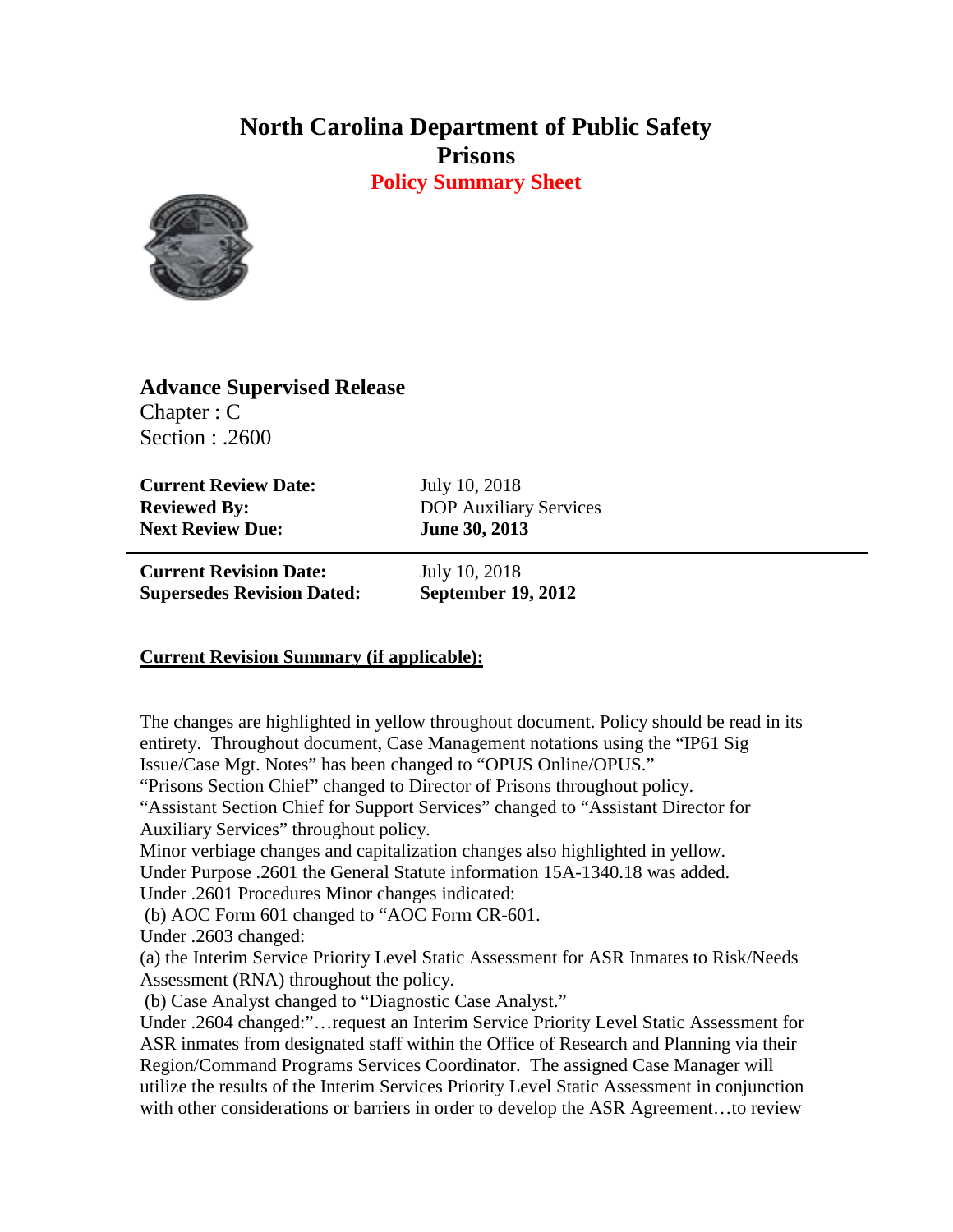# North Carolina Department of Public Safety
# Prisons

## Policy Summary Sheet

### Advance Supervised Release

Chapter : C
Section : .2600

| | |
|---|---|
| **Current Review Date:** | July 10, 2018 |
| **Reviewed By:** | DOP Auxiliary Services |
| **Next Review Due:** | **June 30, 2013** |

| | |
|---|---|
| **Current Revision Date:** | July 10, 2018 |
| **Supersedes Revision Dated:** | **September 19, 2012** |

**Current Revision Summary (if applicable):**

The changes are highlighted in yellow throughout document. Policy should be read in its entirety. Throughout document, Case Management notations using the "IP61 Sig Issue/Case Mgt. Notes" has been changed to "OPUS Online/OPUS."
"Prisons Section Chief" changed to Director of Prisons throughout policy.
"Assistant Section Chief for Support Services" changed to "Assistant Director for Auxiliary Services" throughout policy.
Minor verbiage changes and capitalization changes also highlighted in yellow.
Under Purpose .2601 the General Statute information 15A-1340.18 was added.
Under .2601 Procedures Minor changes indicated:
(b) AOC Form 601 changed to "AOC Form CR-601.
Under .2603 changed:
(a) the Interim Service Priority Level Static Assessment for ASR Inmates to Risk/Needs Assessment (RNA) throughout the policy.
(b) Case Analyst changed to "Diagnostic Case Analyst."
Under .2604 changed:"…request an Interim Service Priority Level Static Assessment for ASR inmates from designated staff within the Office of Research and Planning via their Region/Command Programs Services Coordinator. The assigned Case Manager will utilize the results of the Interim Services Priority Level Static Assessment in conjunction with other considerations or barriers in order to develop the ASR Agreement…to review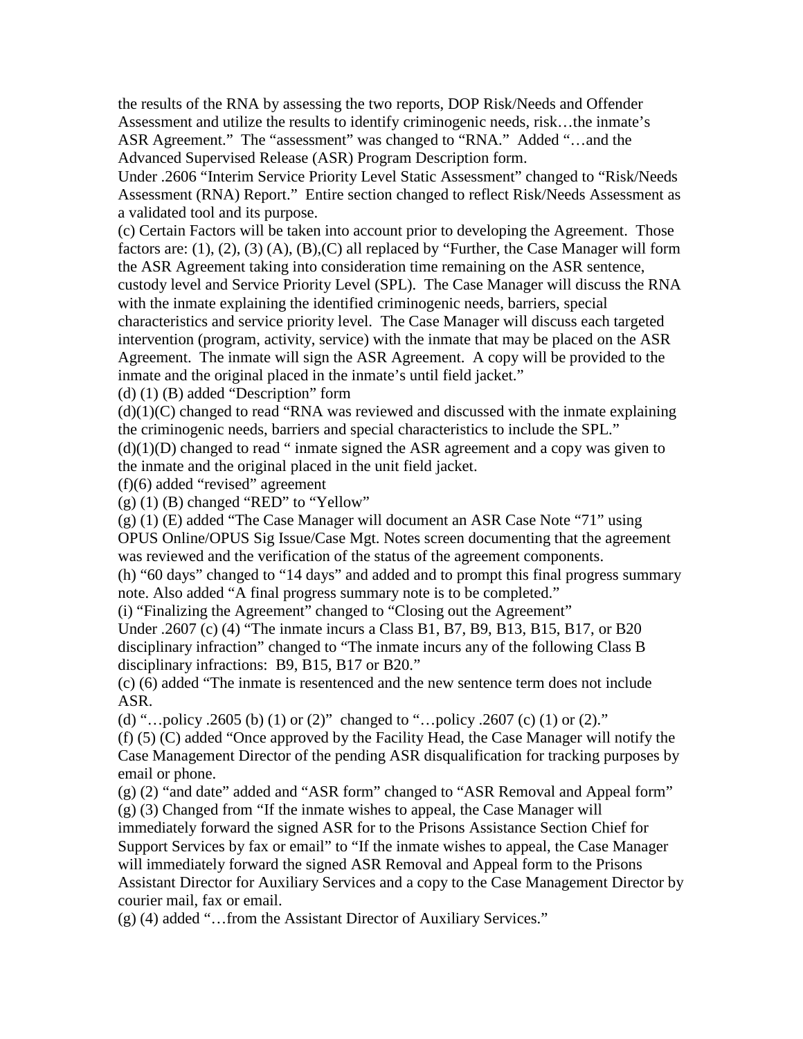the results of the RNA by assessing the two reports, DOP Risk/Needs and Offender Assessment and utilize the results to identify criminogenic needs, risk…the inmate's ASR Agreement." The "assessment" was changed to "RNA." Added "…and the Advanced Supervised Release (ASR) Program Description form.

Under .2606 "Interim Service Priority Level Static Assessment" changed to "Risk/Needs Assessment (RNA) Report." Entire section changed to reflect Risk/Needs Assessment as a validated tool and its purpose.

(c) Certain Factors will be taken into account prior to developing the Agreement. Those factors are: (1), (2), (3) (A), (B),(C) all replaced by "Further, the Case Manager will form the ASR Agreement taking into consideration time remaining on the ASR sentence, custody level and Service Priority Level (SPL). The Case Manager will discuss the RNA with the inmate explaining the identified criminogenic needs, barriers, special characteristics and service priority level. The Case Manager will discuss each targeted intervention (program, activity, service) with the inmate that may be placed on the ASR Agreement. The inmate will sign the ASR Agreement. A copy will be provided to the inmate and the original placed in the inmate's until field jacket."

(d) (1) (B) added "Description" form

(d)(1)(C) changed to read "RNA was reviewed and discussed with the inmate explaining the criminogenic needs, barriers and special characteristics to include the SPL."

(d)(1)(D) changed to read " inmate signed the ASR agreement and a copy was given to the inmate and the original placed in the unit field jacket.

(f)(6) added "revised" agreement

(g) (1) (B) changed "RED" to "Yellow"

(g) (1) (E) added "The Case Manager will document an ASR Case Note "71" using OPUS Online/OPUS Sig Issue/Case Mgt. Notes screen documenting that the agreement was reviewed and the verification of the status of the agreement components.

(h) "60 days" changed to "14 days" and added and to prompt this final progress summary note. Also added "A final progress summary note is to be completed."

(i) "Finalizing the Agreement" changed to "Closing out the Agreement"

Under .2607 (c) (4) "The inmate incurs a Class B1, B7, B9, B13, B15, B17, or B20 disciplinary infraction" changed to "The inmate incurs any of the following Class B disciplinary infractions: B9, B15, B17 or B20."

(c) (6) added "The inmate is resentenced and the new sentence term does not include ASR.

(d) "…policy .2605 (b) (1) or (2)" changed to "…policy .2607 (c) (1) or (2)."

(f) (5) (C) added "Once approved by the Facility Head, the Case Manager will notify the Case Management Director of the pending ASR disqualification for tracking purposes by email or phone.

(g) (2) "and date" added and "ASR form" changed to "ASR Removal and Appeal form"

(g) (3) Changed from "If the inmate wishes to appeal, the Case Manager will immediately forward the signed ASR for to the Prisons Assistance Section Chief for Support Services by fax or email" to "If the inmate wishes to appeal, the Case Manager will immediately forward the signed ASR Removal and Appeal form to the Prisons Assistant Director for Auxiliary Services and a copy to the Case Management Director by courier mail, fax or email.

(g) (4) added "…from the Assistant Director of Auxiliary Services."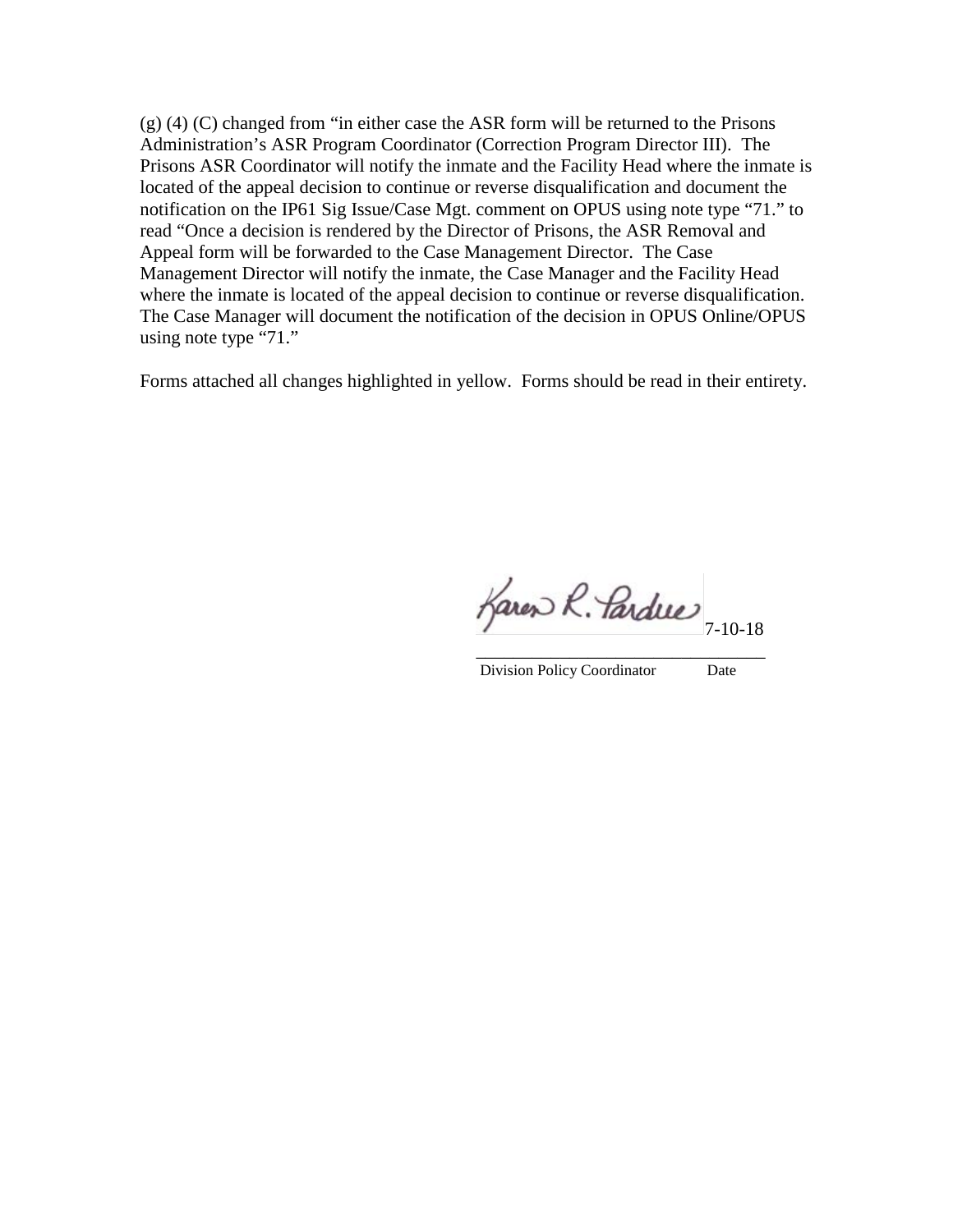(g) (4) (C) changed from "in either case the ASR form will be returned to the Prisons Administration's ASR Program Coordinator (Correction Program Director III). The Prisons ASR Coordinator will notify the inmate and the Facility Head where the inmate is located of the appeal decision to continue or reverse disqualification and document the notification on the IP61 Sig Issue/Case Mgt. comment on OPUS using note type "71." to read "Once a decision is rendered by the Director of Prisons, the ASR Removal and Appeal form will be forwarded to the Case Management Director. The Case Management Director will notify the inmate, the Case Manager and the Facility Head where the inmate is located of the appeal decision to continue or reverse disqualification. The Case Manager will document the notification of the decision in OPUS Online/OPUS using note type "71."

Forms attached all changes highlighted in yellow. Forms should be read in their entirety.

Karen R. Pardue 7-10-18

Division Policy Coordinator Date